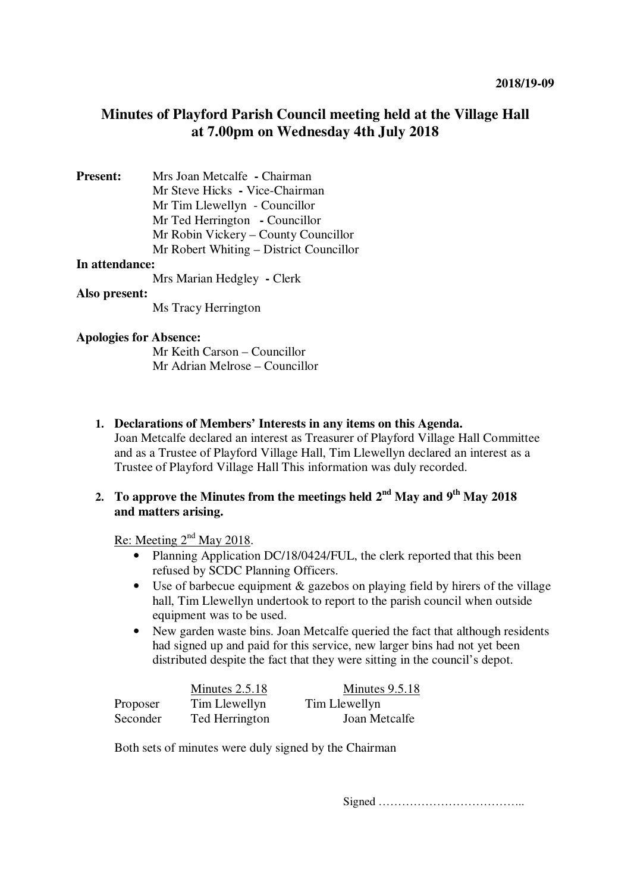2018/19-09

# Minutes of Playford Parish Council meeting held at the Village Hall at 7.00pm on Wednesday 4th July 2018

**Present:**
Mrs Joan Metcalfe **-** Chairman
Mr Steve Hicks **-** Vice-Chairman
Mr Tim Llewellyn - Councillor
Mr Ted Herrington **-** Councillor
Mr Robin Vickery – County Councillor
Mr Robert Whiting – District Councillor

**In attendance:**
Mrs Marian Hedgley **-** Clerk

**Also present:**
Ms Tracy Herrington

**Apologies for Absence:**
Mr Keith Carson – Councillor
Mr Adrian Melrose – Councillor

1. **Declarations of Members' Interests in any items on this Agenda.**
   Joan Metcalfe declared an interest as Treasurer of Playford Village Hall Committee and as a Trustee of Playford Village Hall, Tim Llewellyn declared an interest as a Trustee of Playford Village Hall This information was duly recorded.

2. **To approve the Minutes from the meetings held 2nd May and 9th May 2018 and matters arising.**

   Re: Meeting 2nd May 2018.

   - Planning Application DC/18/0424/FUL, the clerk reported that this been refused by SCDC Planning Officers.
   - Use of barbecue equipment & gazebos on playing field by hirers of the village hall, Tim Llewellyn undertook to report to the parish council when outside equipment was to be used.
   - New garden waste bins. Joan Metcalfe queried the fact that although residents had signed up and paid for this service, new larger bins had not yet been distributed despite the fact that they were sitting in the council's depot.

   | | Minutes 2.5.18 | Minutes 9.5.18 |
   |---|---|---|
   | Proposer | Tim Llewellyn | Tim Llewellyn |
   | Seconder | Ted Herrington | Joan Metcalfe |

   Both sets of minutes were duly signed by the Chairman

Signed ………………………………..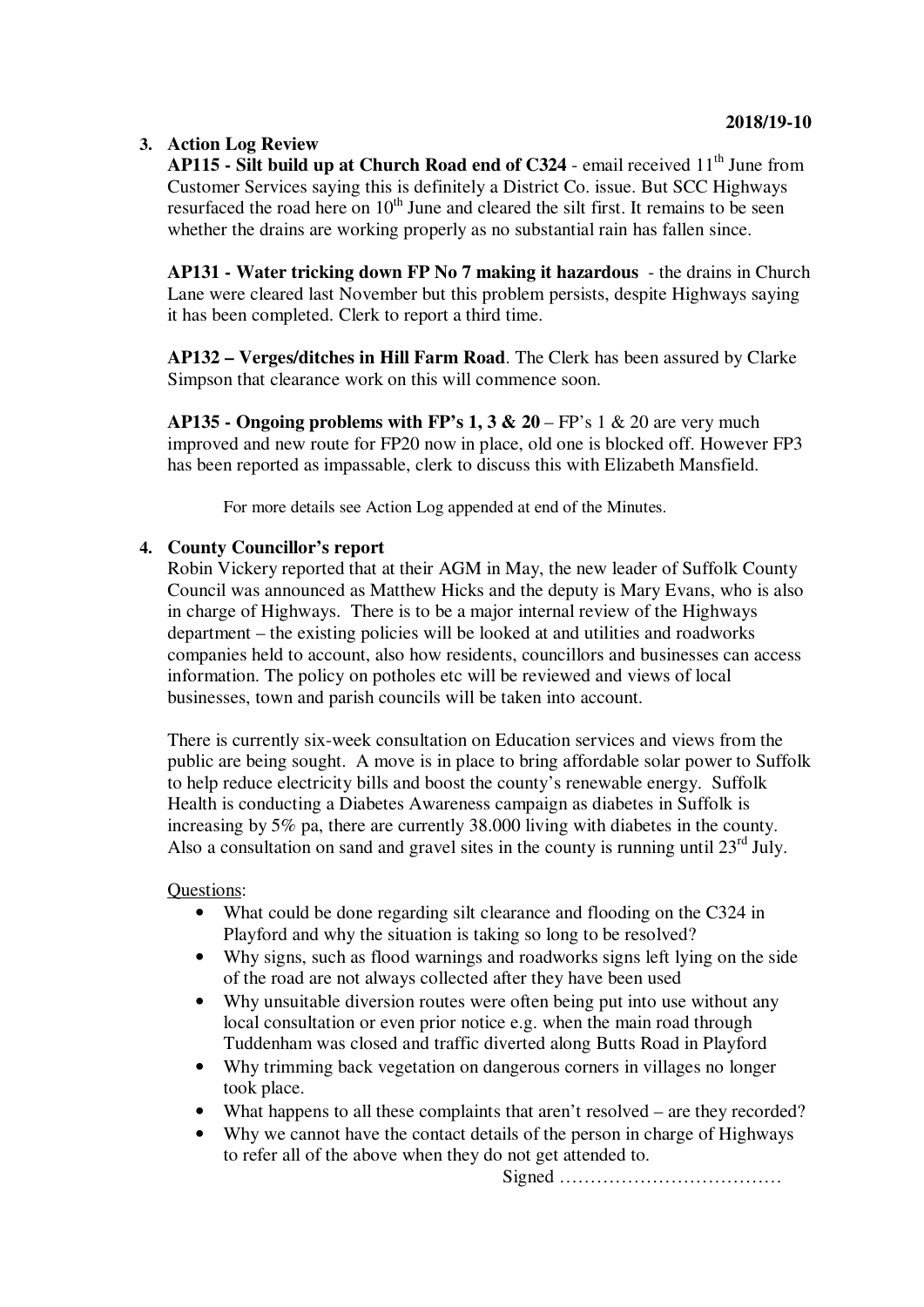2018/19-10

**3. Action Log Review**

**AP115 - Silt build up at Church Road end of C324** - email received 11th June from Customer Services saying this is definitely a District Co. issue. But SCC Highways resurfaced the road here on 10th June and cleared the silt first. It remains to be seen whether the drains are working properly as no substantial rain has fallen since.

**AP131 - Water tricking down FP No 7 making it hazardous** - the drains in Church Lane were cleared last November but this problem persists, despite Highways saying it has been completed. Clerk to report a third time.

**AP132 – Verges/ditches in Hill Farm Road**. The Clerk has been assured by Clarke Simpson that clearance work on this will commence soon.

**AP135 - Ongoing problems with FP's 1, 3 & 20** – FP's 1 & 20 are very much improved and new route for FP20 now in place, old one is blocked off. However FP3 has been reported as impassable, clerk to discuss this with Elizabeth Mansfield.

For more details see Action Log appended at end of the Minutes.

**4. County Councillor's report**

Robin Vickery reported that at their AGM in May, the new leader of Suffolk County Council was announced as Matthew Hicks and the deputy is Mary Evans, who is also in charge of Highways. There is to be a major internal review of the Highways department – the existing policies will be looked at and utilities and roadworks companies held to account, also how residents, councillors and businesses can access information. The policy on potholes etc will be reviewed and views of local businesses, town and parish councils will be taken into account.

There is currently six-week consultation on Education services and views from the public are being sought. A move is in place to bring affordable solar power to Suffolk to help reduce electricity bills and boost the county's renewable energy. Suffolk Health is conducting a Diabetes Awareness campaign as diabetes in Suffolk is increasing by 5% pa, there are currently 38.000 living with diabetes in the county. Also a consultation on sand and gravel sites in the county is running until 23rd July.

Questions:

- What could be done regarding silt clearance and flooding on the C324 in Playford and why the situation is taking so long to be resolved?
- Why signs, such as flood warnings and roadworks signs left lying on the side of the road are not always collected after they have been used
- Why unsuitable diversion routes were often being put into use without any local consultation or even prior notice e.g. when the main road through Tuddenham was closed and traffic diverted along Butts Road in Playford
- Why trimming back vegetation on dangerous corners in villages no longer took place.
- What happens to all these complaints that aren't resolved – are they recorded?
- Why we cannot have the contact details of the person in charge of Highways to refer all of the above when they do not get attended to.

Signed ………………………………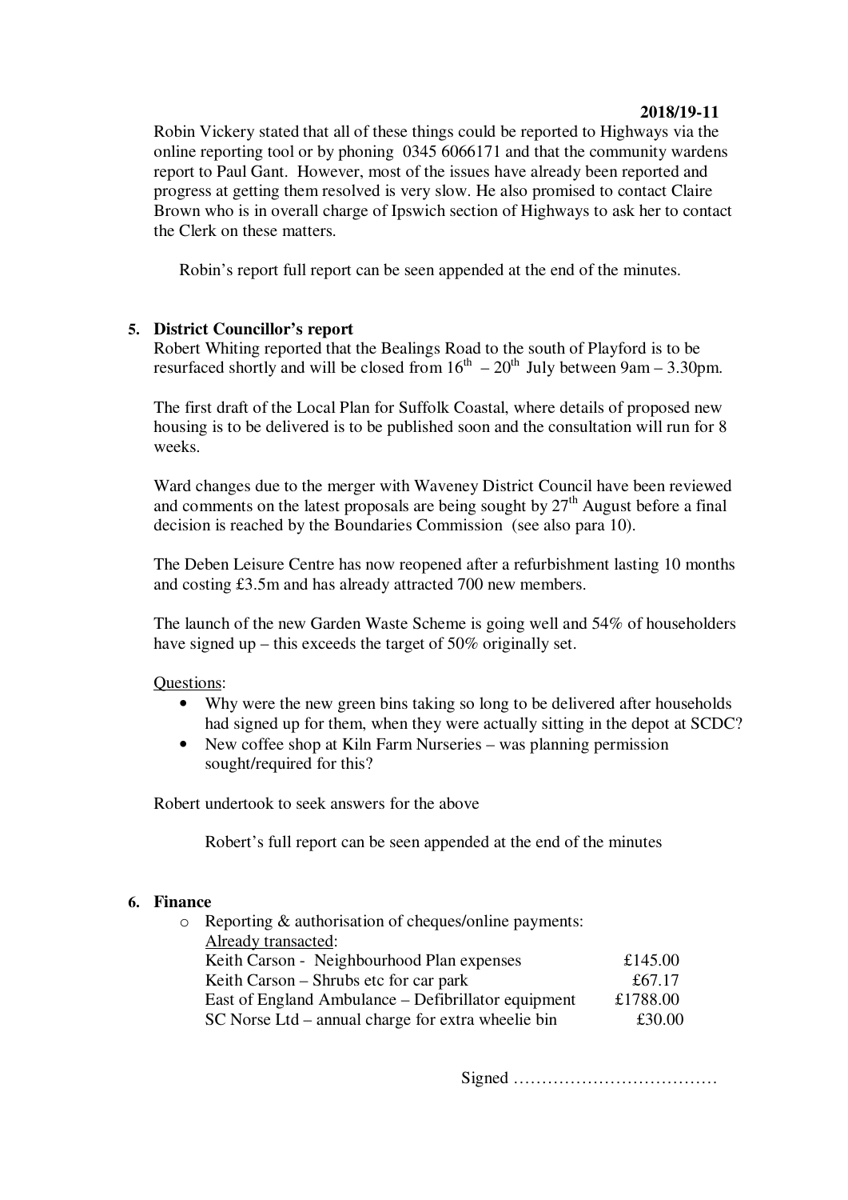Robin Vickery stated that all of these things could be reported to Highways via the online reporting tool or by phoning 0345 6066171 and that the community wardens report to Paul Gant. However, most of the issues have already been reported and progress at getting them resolved is very slow. He also promised to contact Claire Brown who is in overall charge of Ipswich section of Highways to ask her to contact the Clerk on these matters.

Robin's report full report can be seen appended at the end of the minutes.

**5. District Councillor's report**

Robert Whiting reported that the Bealings Road to the south of Playford is to be resurfaced shortly and will be closed from 16th – 20th July between 9am – 3.30pm.

The first draft of the Local Plan for Suffolk Coastal, where details of proposed new housing is to be delivered is to be published soon and the consultation will run for 8 weeks.

Ward changes due to the merger with Waveney District Council have been reviewed and comments on the latest proposals are being sought by 27th August before a final decision is reached by the Boundaries Commission (see also para 10).

The Deben Leisure Centre has now reopened after a refurbishment lasting 10 months and costing £3.5m and has already attracted 700 new members.

The launch of the new Garden Waste Scheme is going well and 54% of householders have signed up – this exceeds the target of 50% originally set.

Questions:

- Why were the new green bins taking so long to be delivered after households had signed up for them, when they were actually sitting in the depot at SCDC?
- New coffee shop at Kiln Farm Nurseries – was planning permission sought/required for this?

Robert undertook to seek answers for the above

Robert's full report can be seen appended at the end of the minutes

**6. Finance**

- Reporting & authorisation of cheques/online payments:

Already transacted:

| | |
|---|---|
| Keith Carson - Neighbourhood Plan expenses | £145.00 |
| Keith Carson – Shrubs etc for car park | £67.17 |
| East of England Ambulance – Defibrillator equipment | £1788.00 |
| SC Norse Ltd – annual charge for extra wheelie bin | £30.00 |

Signed ………………………………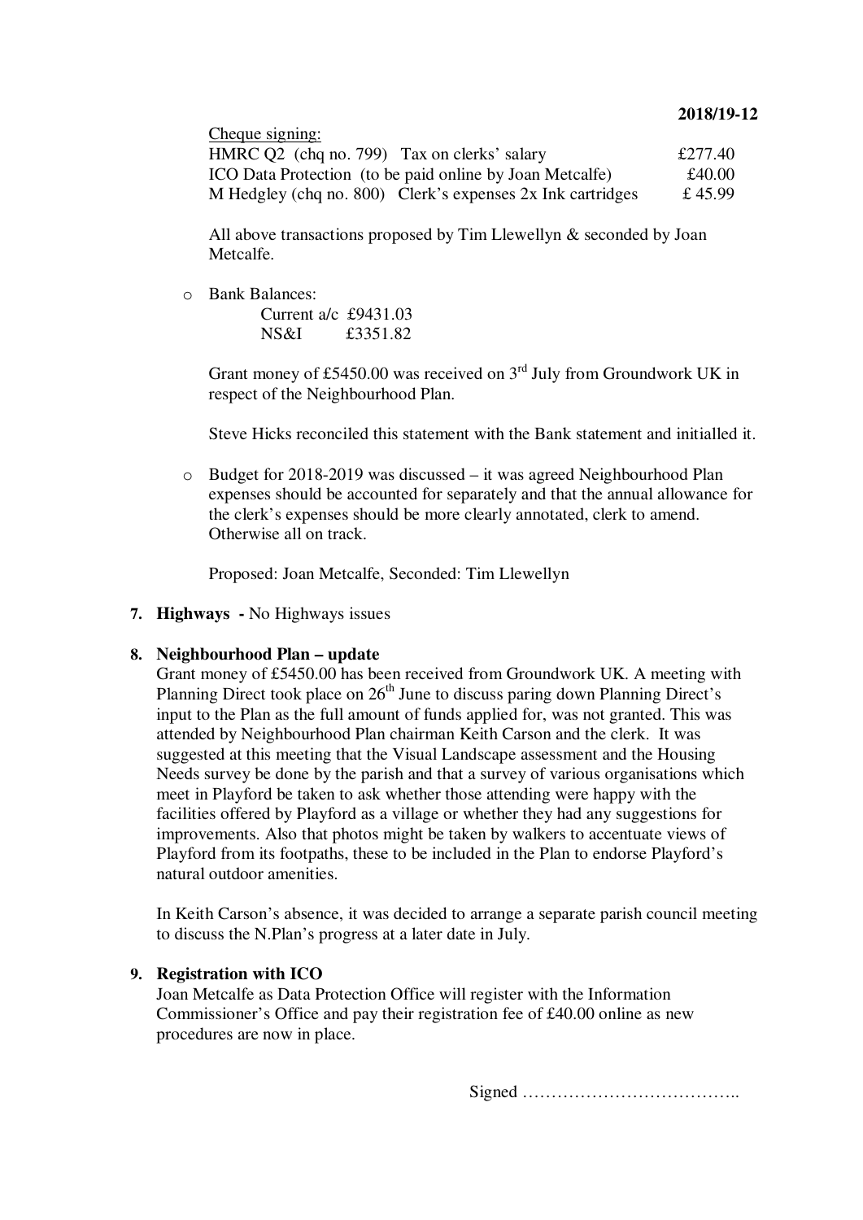**2018/19-12**

Cheque signing:

| | | |
|---|---|---|
| HMRC Q2 (chq no. 799) | Tax on clerks' salary | £277.40 |
| ICO Data Protection (to be paid online by Joan Metcalfe) | | £40.00 |
| M Hedgley (chq no. 800) | Clerk's expenses 2x Ink cartridges | £ 45.99 |

All above transactions proposed by Tim Llewellyn & seconded by Joan Metcalfe.

- Bank Balances:

  Current a/c £9431.03
  NS&I £3351.82

  Grant money of £5450.00 was received on 3rd July from Groundwork UK in respect of the Neighbourhood Plan.

  Steve Hicks reconciled this statement with the Bank statement and initialled it.

- Budget for 2018-2019 was discussed – it was agreed Neighbourhood Plan expenses should be accounted for separately and that the annual allowance for the clerk's expenses should be more clearly annotated, clerk to amend. Otherwise all on track.

  Proposed: Joan Metcalfe, Seconded: Tim Llewellyn

**7. Highways -** No Highways issues

**8. Neighbourhood Plan – update**

Grant money of £5450.00 has been received from Groundwork UK. A meeting with Planning Direct took place on 26th June to discuss paring down Planning Direct's input to the Plan as the full amount of funds applied for, was not granted. This was attended by Neighbourhood Plan chairman Keith Carson and the clerk. It was suggested at this meeting that the Visual Landscape assessment and the Housing Needs survey be done by the parish and that a survey of various organisations which meet in Playford be taken to ask whether those attending were happy with the facilities offered by Playford as a village or whether they had any suggestions for improvements. Also that photos might be taken by walkers to accentuate views of Playford from its footpaths, these to be included in the Plan to endorse Playford's natural outdoor amenities.

In Keith Carson's absence, it was decided to arrange a separate parish council meeting to discuss the N.Plan's progress at a later date in July.

**9. Registration with ICO**

Joan Metcalfe as Data Protection Office will register with the Information Commissioner's Office and pay their registration fee of £40.00 online as new procedures are now in place.

Signed ………………………………..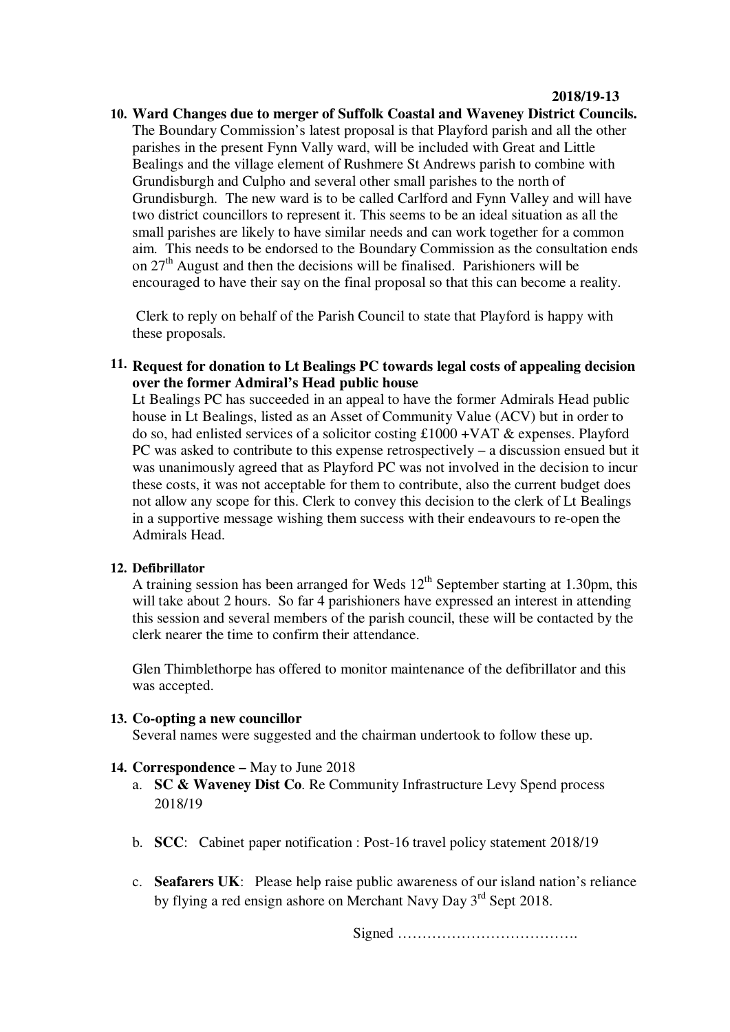**2018/19-13**

10. **Ward Changes due to merger of Suffolk Coastal and Waveney District Councils.** The Boundary Commission's latest proposal is that Playford parish and all the other parishes in the present Fynn Vally ward, will be included with Great and Little Bealings and the village element of Rushmere St Andrews parish to combine with Grundisburgh and Culpho and several other small parishes to the north of Grundisburgh. The new ward is to be called Carlford and Fynn Valley and will have two district councillors to represent it. This seems to be an ideal situation as all the small parishes are likely to have similar needs and can work together for a common aim. This needs to be endorsed to the Boundary Commission as the consultation ends on 27th August and then the decisions will be finalised. Parishioners will be encouraged to have their say on the final proposal so that this can become a reality.

    Clerk to reply on behalf of the Parish Council to state that Playford is happy with these proposals.

11. **Request for donation to Lt Bealings PC towards legal costs of appealing decision over the former Admiral's Head public house**
    Lt Bealings PC has succeeded in an appeal to have the former Admirals Head public house in Lt Bealings, listed as an Asset of Community Value (ACV) but in order to do so, had enlisted services of a solicitor costing £1000 +VAT & expenses. Playford PC was asked to contribute to this expense retrospectively – a discussion ensued but it was unanimously agreed that as Playford PC was not involved in the decision to incur these costs, it was not acceptable for them to contribute, also the current budget does not allow any scope for this. Clerk to convey this decision to the clerk of Lt Bealings in a supportive message wishing them success with their endeavours to re-open the Admirals Head.

12. **Defibrillator**
    A training session has been arranged for Weds 12th September starting at 1.30pm, this will take about 2 hours. So far 4 parishioners have expressed an interest in attending this session and several members of the parish council, these will be contacted by the clerk nearer the time to confirm their attendance.

    Glen Thimblethorpe has offered to monitor maintenance of the defibrillator and this was accepted.

13. **Co-opting a new councillor**
    Several names were suggested and the chairman undertook to follow these up.

14. **Correspondence –** May to June 2018
    a. **SC & Waveney Dist Co**. Re Community Infrastructure Levy Spend process 2018/19
    b. **SCC**: Cabinet paper notification : Post-16 travel policy statement 2018/19
    c. **Seafarers UK**: Please help raise public awareness of our island nation's reliance by flying a red ensign ashore on Merchant Navy Day 3rd Sept 2018.

Signed ……………………………….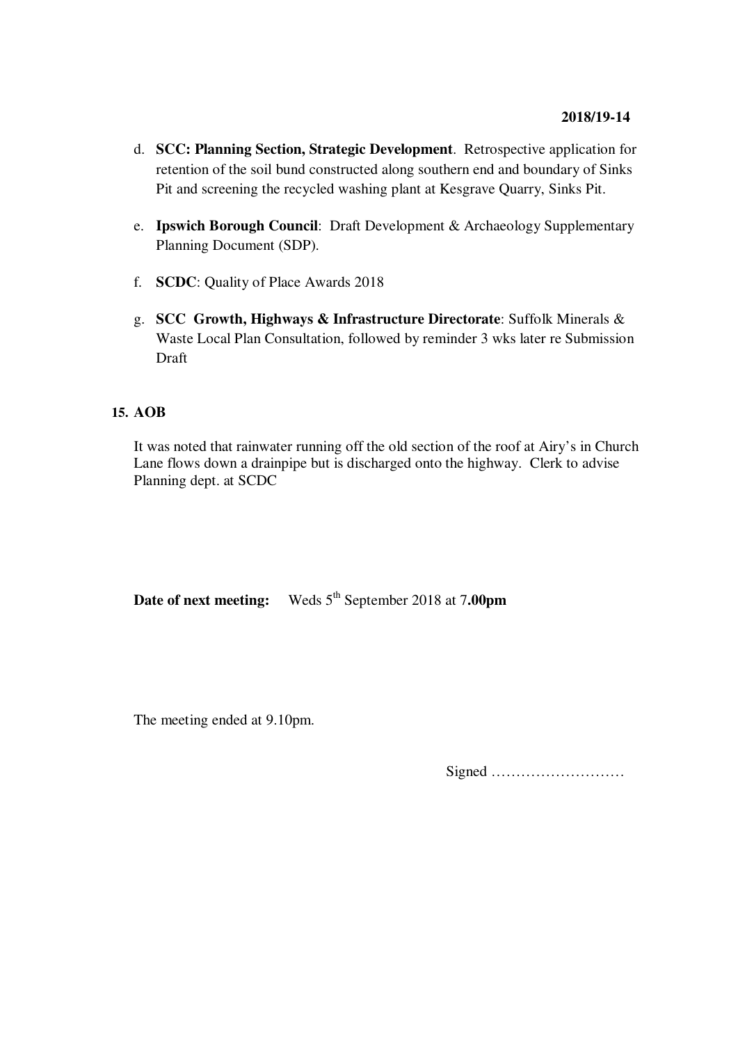d. **SCC: Planning Section, Strategic Development**. Retrospective application for retention of the soil bund constructed along southern end and boundary of Sinks Pit and screening the recycled washing plant at Kesgrave Quarry, Sinks Pit.

e. **Ipswich Borough Council**: Draft Development & Archaeology Supplementary Planning Document (SDP).

f. **SCDC**: Quality of Place Awards 2018

g. **SCC Growth, Highways & Infrastructure Directorate**: Suffolk Minerals & Waste Local Plan Consultation, followed by reminder 3 wks later re Submission Draft

**15. AOB**

It was noted that rainwater running off the old section of the roof at Airy's in Church Lane flows down a drainpipe but is discharged onto the highway. Clerk to advise Planning dept. at SCDC

**Date of next meeting:** Weds 5th September 2018 at 7**.00pm**

The meeting ended at 9.10pm.

Signed ………………………